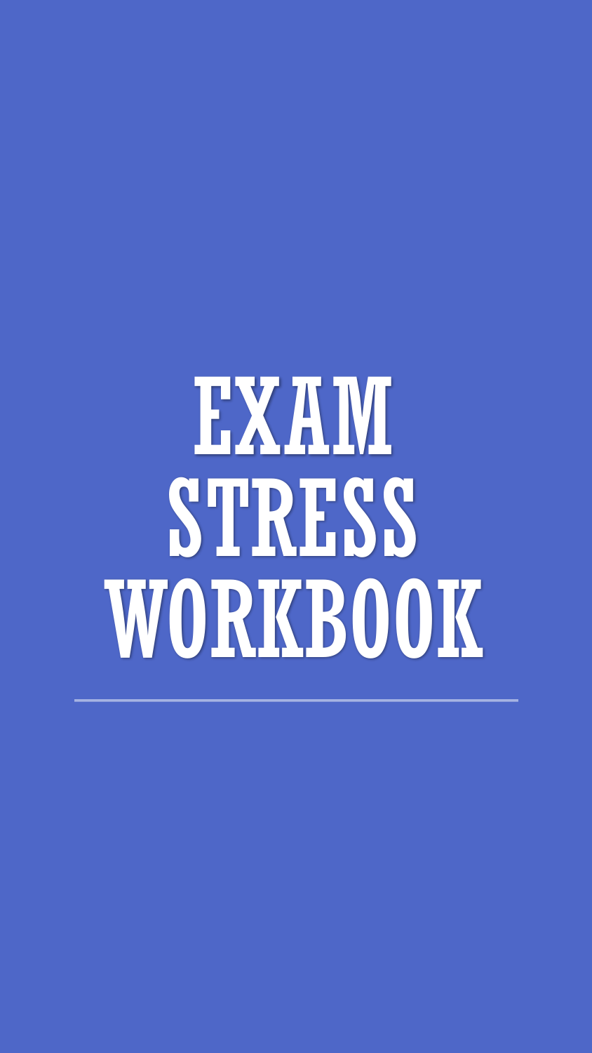# EXAM STRESS WORKBOOK

---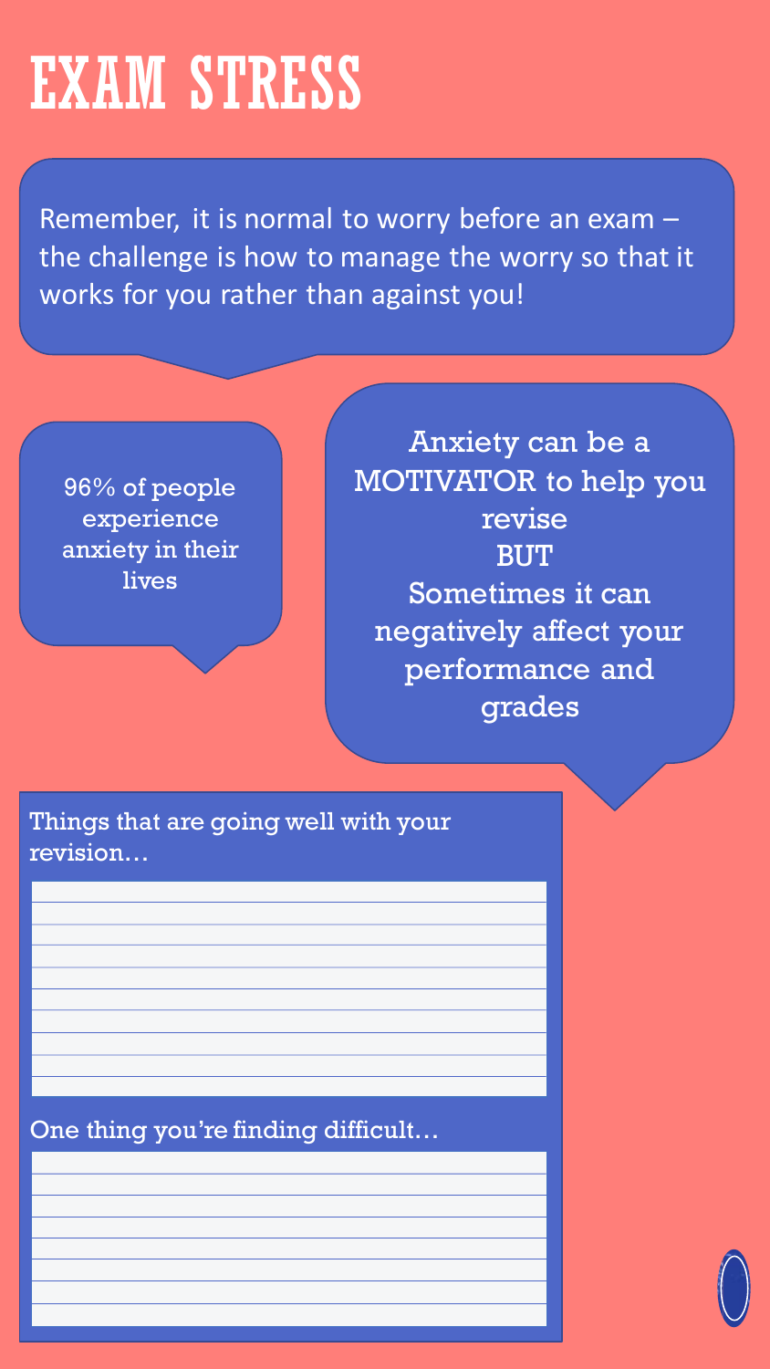# EXAM STRESS

Remember, it is normal to worry before an exam – the challenge is how to manage the worry so that it works for you rather than against you!

96% of people experience anxiety in their lives

Anxiety can be a MOTIVATOR to help you revise
BUT
Sometimes it can negatively affect your performance and grades

Things that are going well with your revision…

One thing you're finding difficult…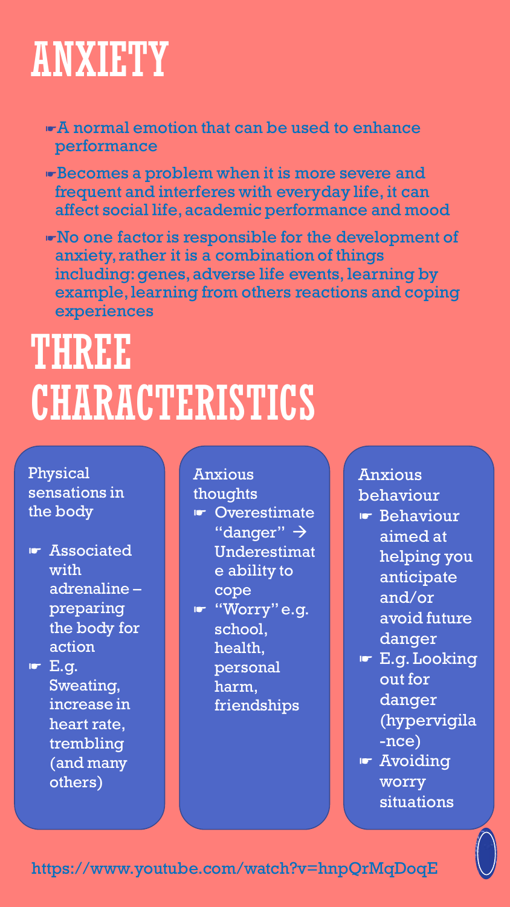# ANXIETY

- ☛A normal emotion that can be used to enhance performance
- ☛Becomes a problem when it is more severe and frequent and interferes with everyday life, it can affect social life, academic performance and mood
- ☛No one factor is responsible for the development of anxiety, rather it is a combination of things including: genes, adverse life events, learning by example, learning from others reactions and coping experiences

# THREE CHARACTERISTICS

Physical sensations in the body

- ☛ Associated with adrenaline – preparing the body for action
- ☛ E.g. Sweating, increase in heart rate, trembling (and many others)

Anxious thoughts

- ☛ Overestimate "danger" → Underestimate ability to cope
- ☛ "Worry" e.g. school, health, personal harm, friendships

Anxious behaviour

- ☛ Behaviour aimed at helping you anticipate and/or avoid future danger
- ☛ E.g. Looking out for danger (hypervigilance)
- ☛ Avoiding worry situations

https://www.youtube.com/watch?v=hnpQrMqDoqE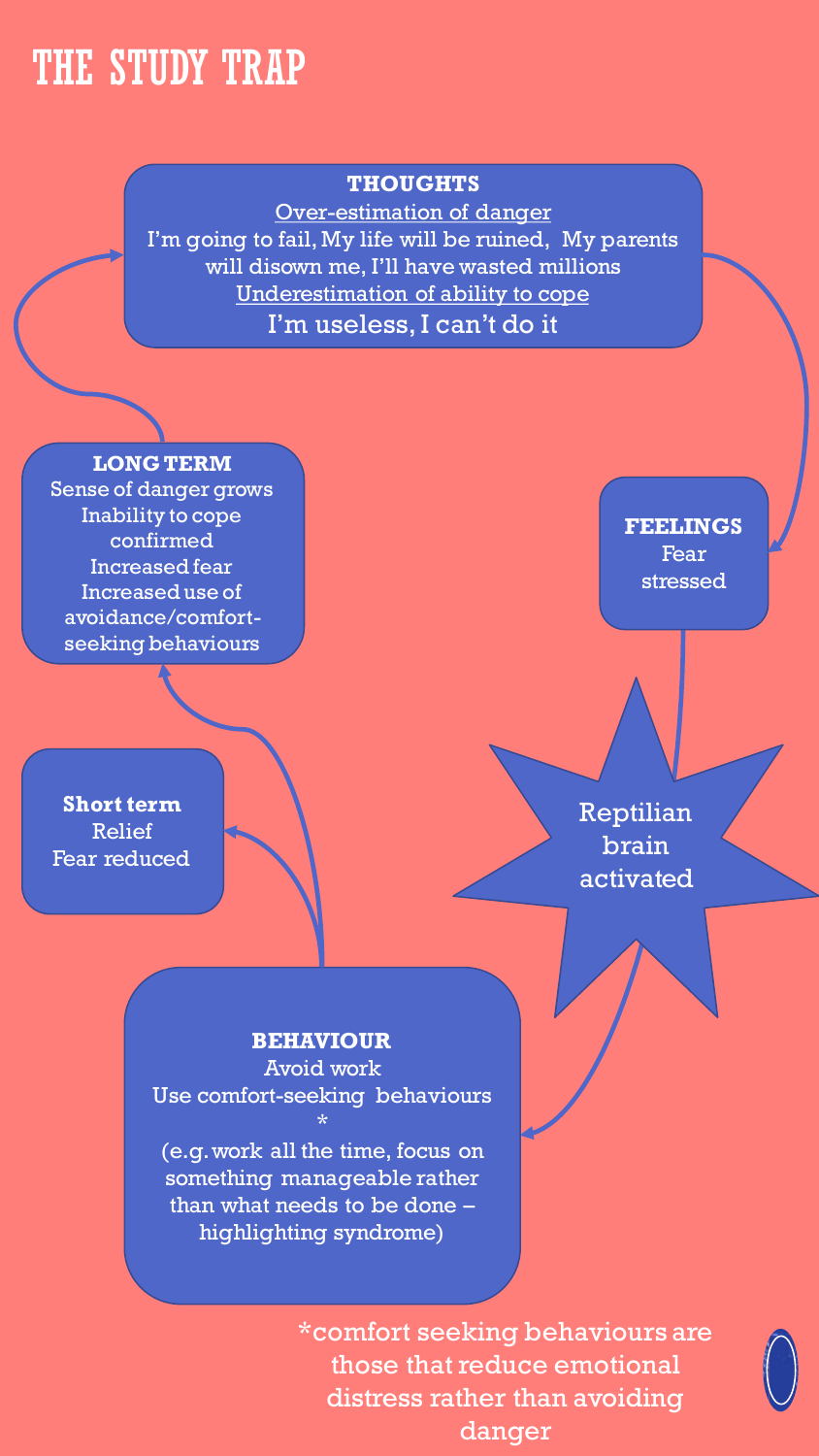# THE STUDY TRAP

**THOUGHTS**

Over-estimation of danger

I'm going to fail, My life will be ruined, My parents will disown me, I'll have wasted millions

Underestimation of ability to cope

I'm useless, I can't do it

**FEELINGS**

Fear

stressed

Reptilian brain activated

**BEHAVIOUR**

Avoid work

Use comfort-seeking behaviours *

(e.g. work all the time, focus on something manageable rather than what needs to be done – highlighting syndrome)

**Short term**

Relief

Fear reduced

**LONG TERM**

Sense of danger grows

Inability to cope confirmed

Increased fear

Increased use of avoidance/comfort-seeking behaviours

*comfort seeking behaviours are those that reduce emotional distress rather than avoiding danger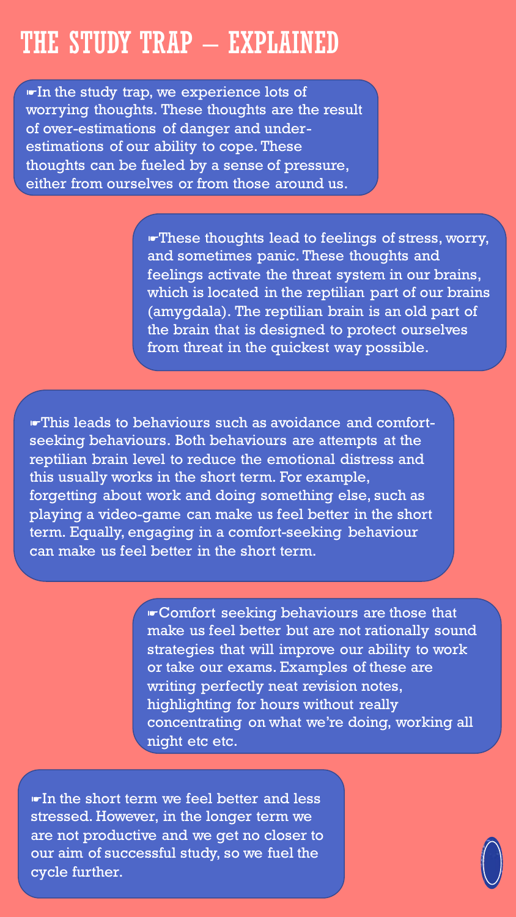# THE STUDY TRAP – EXPLAINED

☛In the study trap, we experience lots of worrying thoughts. These thoughts are the result of over-estimations of danger and under-estimations of our ability to cope. These thoughts can be fueled by a sense of pressure, either from ourselves or from those around us.

☛These thoughts lead to feelings of stress, worry, and sometimes panic. These thoughts and feelings activate the threat system in our brains, which is located in the reptilian part of our brains (amygdala). The reptilian brain is an old part of the brain that is designed to protect ourselves from threat in the quickest way possible.

☛This leads to behaviours such as avoidance and comfort-seeking behaviours. Both behaviours are attempts at the reptilian brain level to reduce the emotional distress and this usually works in the short term. For example, forgetting about work and doing something else, such as playing a video-game can make us feel better in the short term. Equally, engaging in a comfort-seeking behaviour can make us feel better in the short term.

☛Comfort seeking behaviours are those that make us feel better but are not rationally sound strategies that will improve our ability to work or take our exams. Examples of these are writing perfectly neat revision notes, highlighting for hours without really concentrating on what we're doing, working all night etc etc.

☛In the short term we feel better and less stressed. However, in the longer term we are not productive and we get no closer to our aim of successful study, so we fuel the cycle further.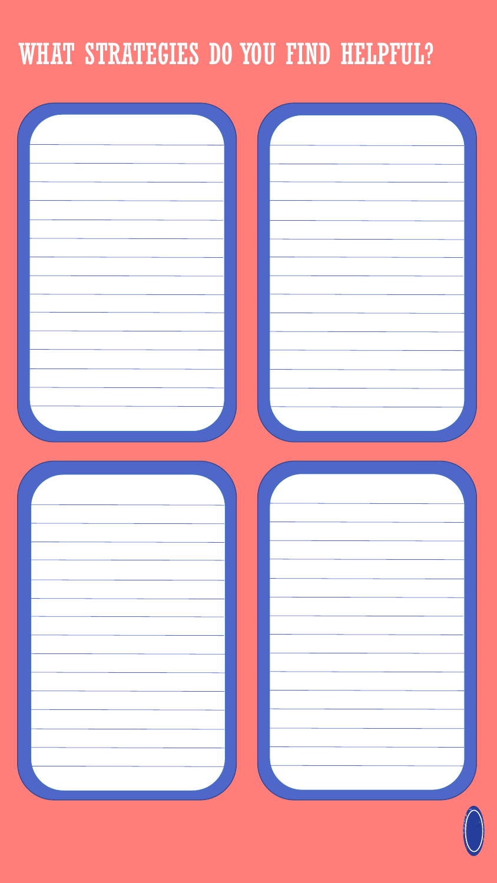# WHAT STRATEGIES DO YOU FIND HELPFUL?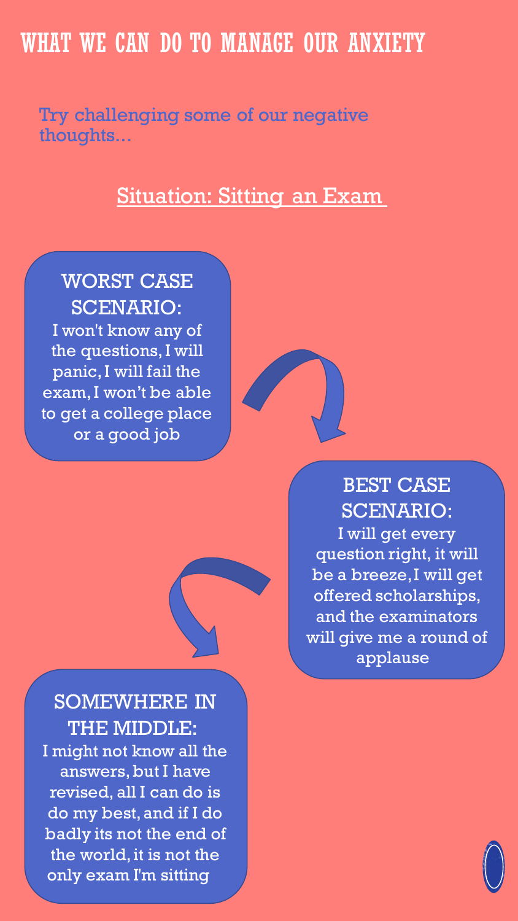# WHAT WE CAN DO TO MANAGE OUR ANXIETY

Try challenging some of our negative thoughts...

## Situation: Sitting an Exam

**WORST CASE SCENARIO:**
I won't know any of the questions, I will panic, I will fail the exam, I won't be able to get a college place or a good job

**BEST CASE SCENARIO:**
I will get every question right, it will be a breeze, I will get offered scholarships, and the examinators will give me a round of applause

**SOMEWHERE IN THE MIDDLE:**
I might not know all the answers, but I have revised, all I can do is do my best, and if I do badly its not the end of the world, it is not the only exam I'm sitting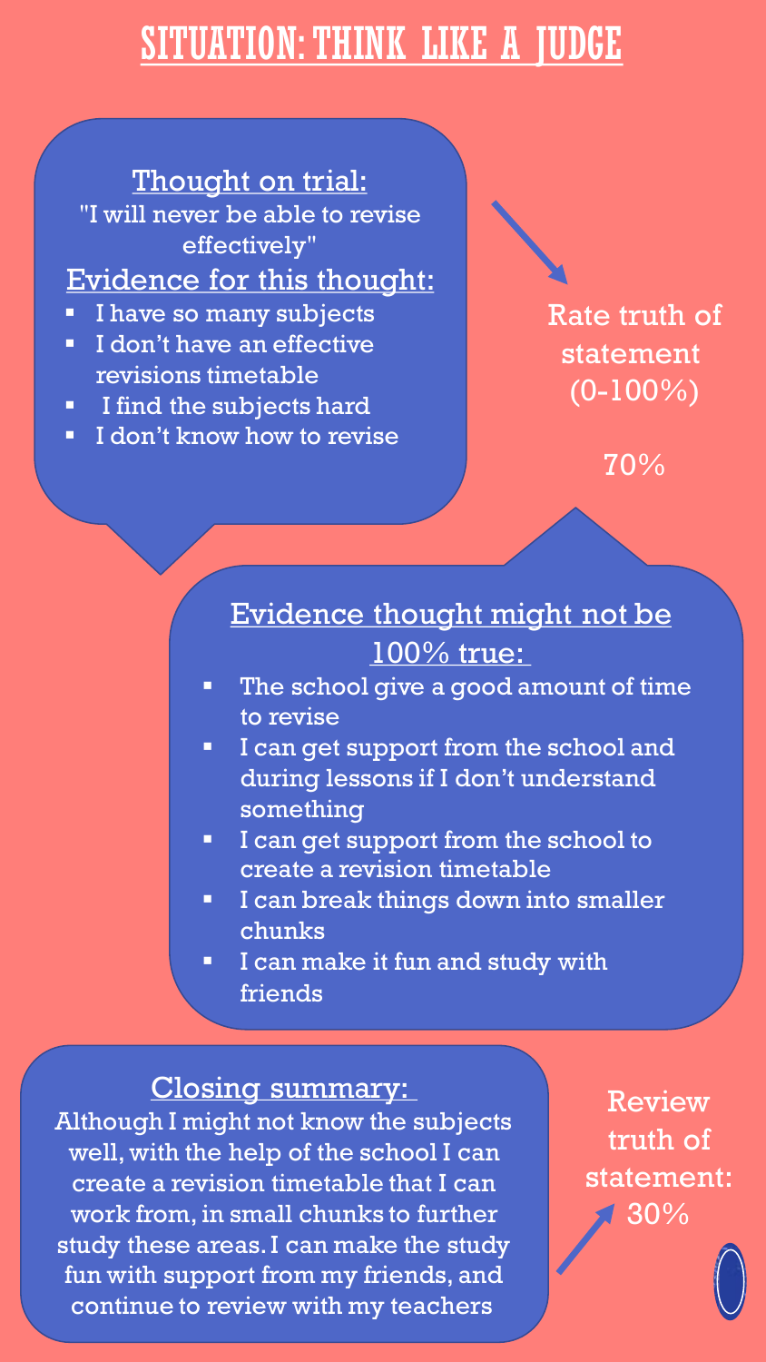# SITUATION: THINK LIKE A JUDGE

## Thought on trial:

"I will never be able to revise effectively"

## Evidence for this thought:

- I have so many subjects
- I don't have an effective revisions timetable
- I find the subjects hard
- I don't know how to revise

Rate truth of statement (0-100%)

70%

## Evidence thought might not be 100% true:

- The school give a good amount of time to revise
- I can get support from the school and during lessons if I don't understand something
- I can get support from the school to create a revision timetable
- I can break things down into smaller chunks
- I can make it fun and study with friends

## Closing summary:

Although I might not know the subjects well, with the help of the school I can create a revision timetable that I can work from, in small chunks to further study these areas. I can make the study fun with support from my friends, and continue to review with my teachers

Review truth of statement:

30%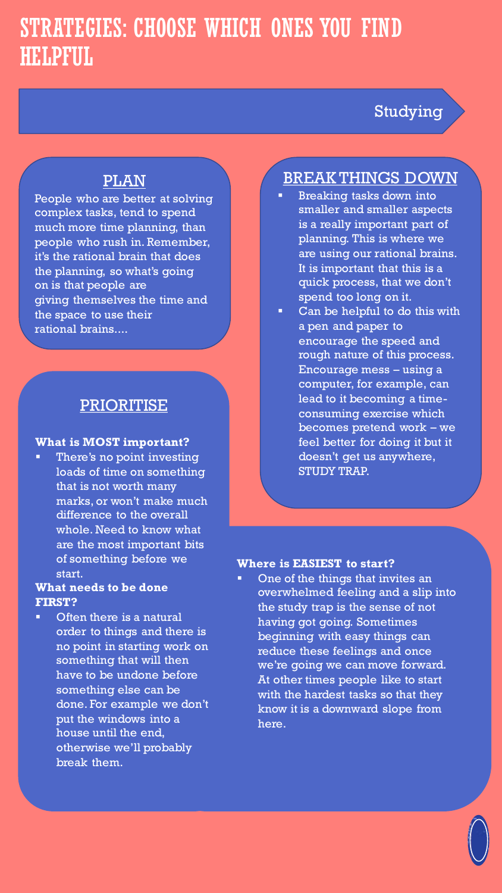# STRATEGIES: CHOOSE WHICH ONES YOU FIND HELPFUL

## Studying

### PLAN

People who are better at solving complex tasks, tend to spend much more time planning, than people who rush in. Remember, it's the rational brain that does the planning, so what's going on is that people are giving themselves the time and the space to use their rational brains....

### BREAK THINGS DOWN

- Breaking tasks down into smaller and smaller aspects is a really important part of planning. This is where we are using our rational brains. It is important that this is a quick process, that we don't spend too long on it.
- Can be helpful to do this with a pen and paper to encourage the speed and rough nature of this process. Encourage mess – using a computer, for example, can lead to it becoming a time-consuming exercise which becomes pretend work – we feel better for doing it but it doesn't get us anywhere, STUDY TRAP.

### PRIORITISE

**What is MOST important?**

- There's no point investing loads of time on something that is not worth many marks, or won't make much difference to the overall whole. Need to know what are the most important bits of something before we start.

**What needs to be done FIRST?**

- Often there is a natural order to things and there is no point in starting work on something that will then have to be undone before something else can be done. For example we don't put the windows into a house until the end, otherwise we'll probably break them.

**Where is EASIEST to start?**

- One of the things that invites an overwhelmed feeling and a slip into the study trap is the sense of not having got going. Sometimes beginning with easy things can reduce these feelings and once we're going we can move forward. At other times people like to start with the hardest tasks so that they know it is a downward slope from here.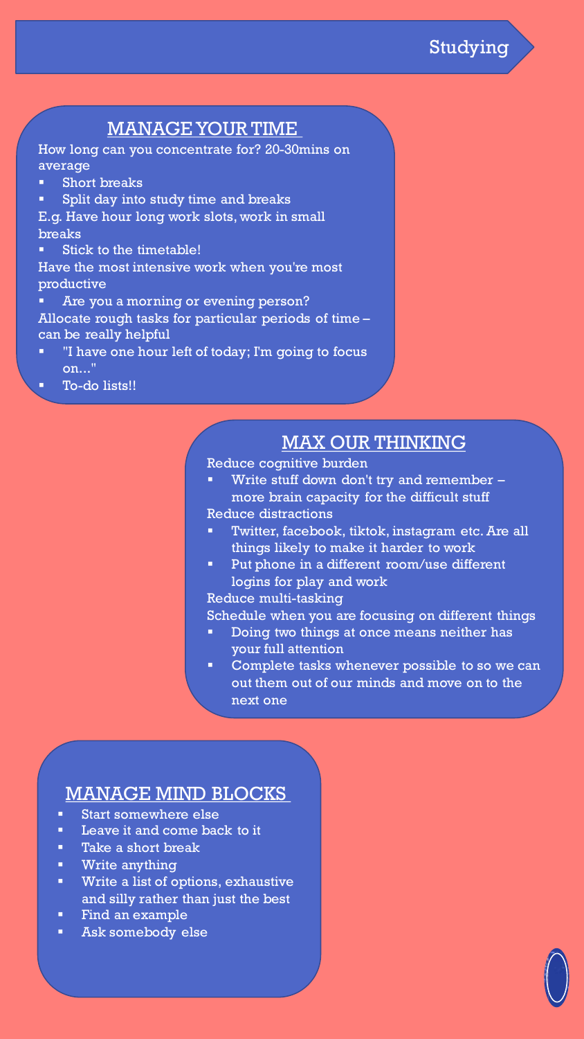# Studying

## MANAGE YOUR TIME

How long can you concentrate for? 20-30mins on average

- Short breaks
- Split day into study time and breaks

E.g. Have hour long work slots, work in small breaks

- Stick to the timetable!

Have the most intensive work when you're most productive

- Are you a morning or evening person?

Allocate rough tasks for particular periods of time – can be really helpful

- "I have one hour left of today; I'm going to focus on..."
- To-do lists!!

## MAX OUR THINKING

Reduce cognitive burden

- Write stuff down don't try and remember – more brain capacity for the difficult stuff

Reduce distractions

- Twitter, facebook, tiktok, instagram etc. Are all things likely to make it harder to work
- Put phone in a different room/use different logins for play and work

Reduce multi-tasking

Schedule when you are focusing on different things

- Doing two things at once means neither has your full attention
- Complete tasks whenever possible to so we can out them out of our minds and move on to the next one

## MANAGE MIND BLOCKS

- Start somewhere else
- Leave it and come back to it
- Take a short break
- Write anything
- Write a list of options, exhaustive and silly rather than just the best
- Find an example
- Ask somebody else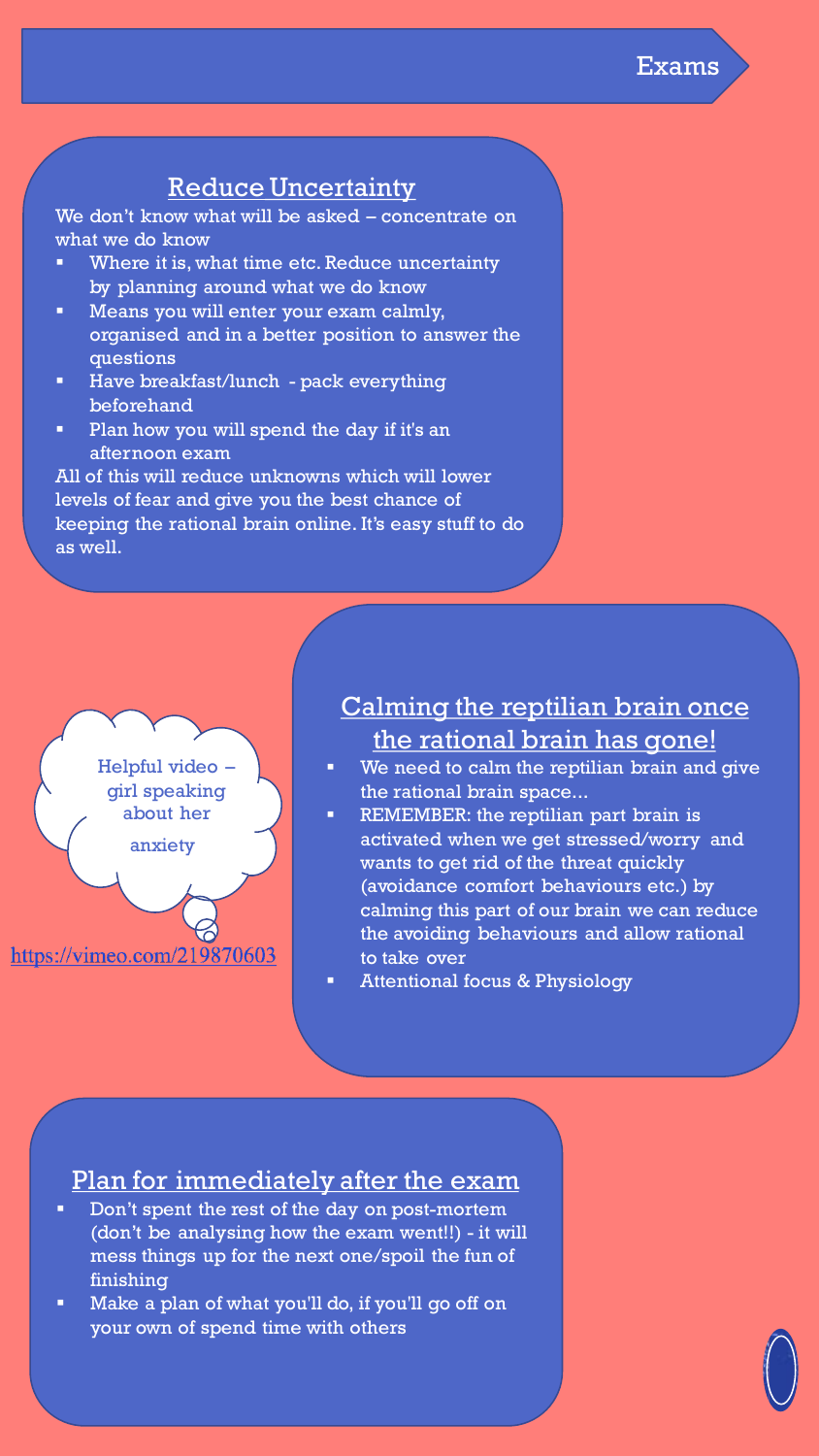# Exams

## Reduce Uncertainty

We don't know what will be asked – concentrate on what we do know

- Where it is, what time etc. Reduce uncertainty by planning around what we do know
- Means you will enter your exam calmly, organised and in a better position to answer the questions
- Have breakfast/lunch - pack everything beforehand
- Plan how you will spend the day if it's an afternoon exam

All of this will reduce unknowns which will lower levels of fear and give you the best chance of keeping the rational brain online. It's easy stuff to do as well.

Helpful video – girl speaking about her anxiety

https://vimeo.com/219870603

## Calming the reptilian brain once the rational brain has gone!

- We need to calm the reptilian brain and give the rational brain space…
- REMEMBER: the reptilian part brain is activated when we get stressed/worry and wants to get rid of the threat quickly (avoidance comfort behaviours etc.) by calming this part of our brain we can reduce the avoiding behaviours and allow rational to take over
- Attentional focus & Physiology

## Plan for immediately after the exam

- Don't spent the rest of the day on post-mortem (don't be analysing how the exam went!!) - it will mess things up for the next one/spoil the fun of finishing
- Make a plan of what you'll do, if you'll go off on your own of spend time with others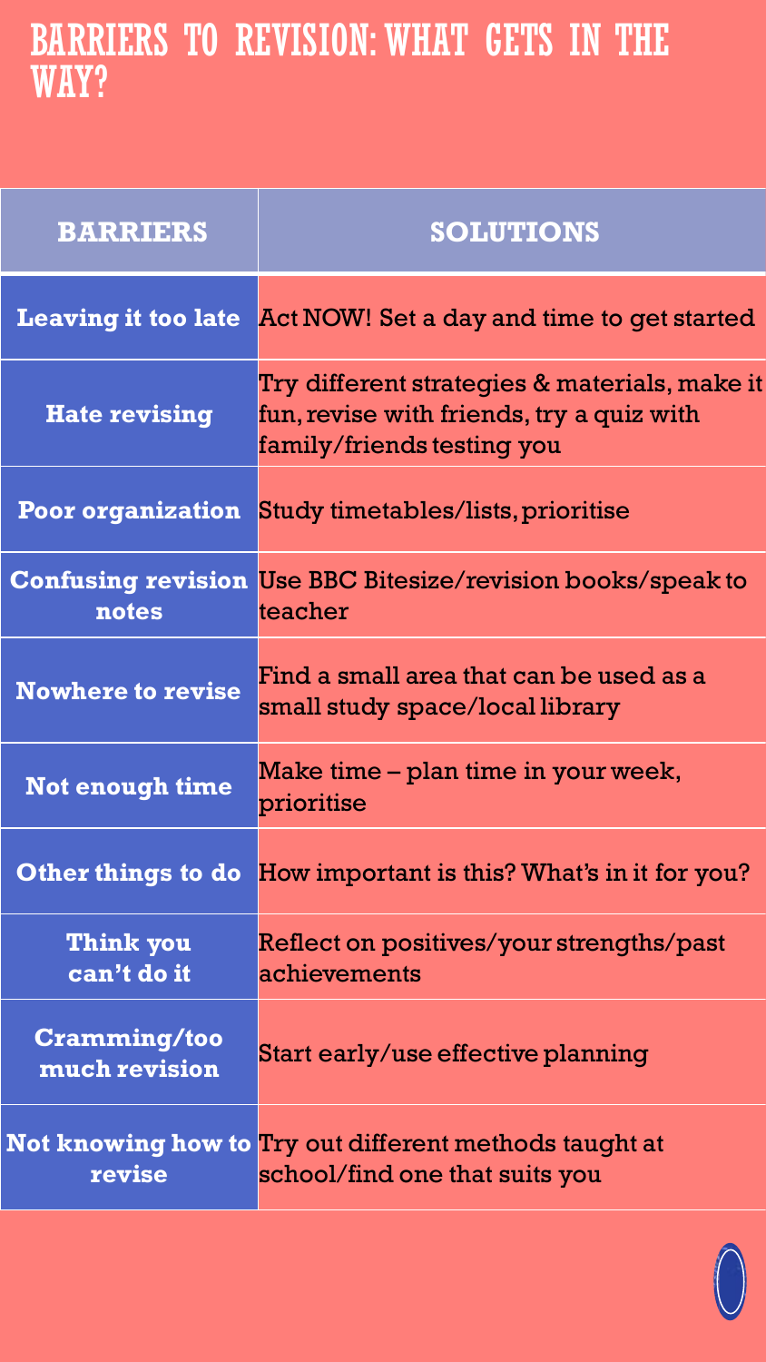# BARRIERS TO REVISION: WHAT GETS IN THE WAY?

| BARRIERS | SOLUTIONS |
|---|---|
| **Leaving it too late** | Act NOW! Set a day and time to get started |
| **Hate revising** | Try different strategies & materials, make it fun, revise with friends, try a quiz with family/friends testing you |
| **Poor organization** | Study timetables/lists, prioritise |
| **Confusing revision notes** | Use BBC Bitesize/revision books/speak to teacher |
| **Nowhere to revise** | Find a small area that can be used as a small study space/local library |
| **Not enough time** | Make time – plan time in your week, prioritise |
| **Other things to do** | How important is this? What's in it for you? |
| **Think you can't do it** | Reflect on positives/your strengths/past achievements |
| **Cramming/too much revision** | Start early/use effective planning |
| **Not knowing how to revise** | Try out different methods taught at school/find one that suits you |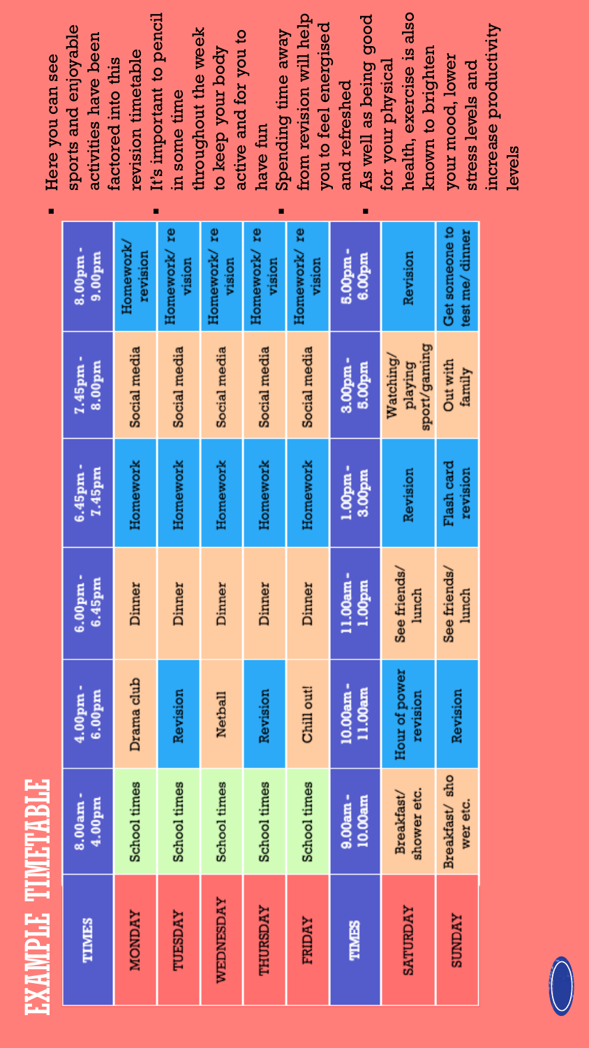# EXAMPLE TIMETABLE

| TIMES | 8.00am - 4.00pm | 4.00pm - 6.00pm | 6.00pm - 6.45pm | 6.45pm - 7.45pm | 7.45pm - 8.00pm | 8.00pm - 9.00pm |
|---|---|---|---|---|---|---|
| MONDAY | School times | Drama club | Dinner | Homework | Social media | Homework/ revision |
| TUESDAY | School times | Revision | Dinner | Homework | Social media | Homework/ re vision |
| WEDNESDAY | School times | Netball | Dinner | Homework | Social media | Homework/ re vision |
| THURSDAY | School times | Revision | Dinner | Homework | Social media | Homework/ re vision |
| FRIDAY | School times | Chill out! | Dinner | Homework | Social media | Homework/ re vision |
| TIMES | 9.00am - 10.00am | 10.00am - 11.00am | 11.00am - 1.00pm | 1.00pm - 3.00pm | 3.00pm - 5.00pm | 5.00pm - 6.00pm |
| SATURDAY | Breakfast/ shower etc. | Hour of power revision | See friends/ lunch | Revision | Watching/ playing sport/gaming | Revision |
| SUNDAY | Breakfast/ sho wer etc. | Revision | See friends/ lunch | Flash card revision | Out with family | Get someone to test me/ dinner |

- Here you can see sports and enjoyable activities have been factored into this revision timetable
- It's important to pencil in some time throughout the week to keep your body active and for you to have fun
- Spending time away from revision will help you to feel energised and refreshed
- As well as being good for your physical health, exercise is also known to brighten your mood, lower stress levels and increase productivity levels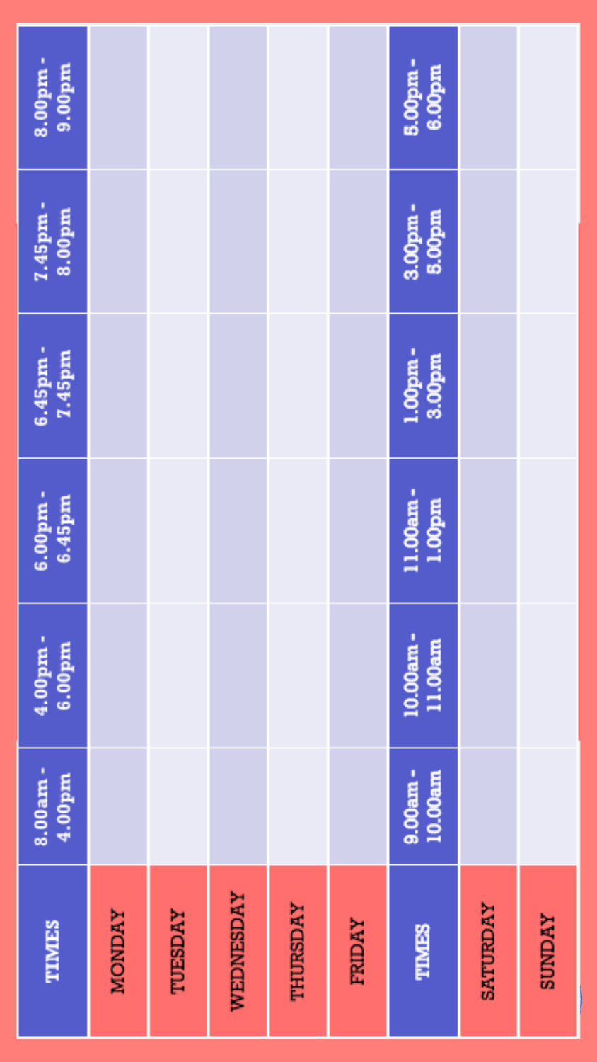| TIMES | 8.00am - 4.00pm | 4.00pm - 6.00pm | 6.00pm - 6.45pm | 6.45pm - 7.45pm | 7.45pm - 8.00pm | 8.00pm - 9.00pm |
|---|---|---|---|---|---|---|
| MONDAY | | | | | | |
| TUESDAY | | | | | | |
| WEDNESDAY | | | | | | |
| THURSDAY | | | | | | |
| FRIDAY | | | | | | |

| TIMES | 9.00am - 10.00am | 10.00am - 11.00am | 11.00am - 1.00pm | 1.00pm - 3.00pm | 3.00pm - 5.00pm | 5.00pm - 6.00pm |
|---|---|---|---|---|---|---|
| SATURDAY | | | | | | |
| SUNDAY | | | | | | |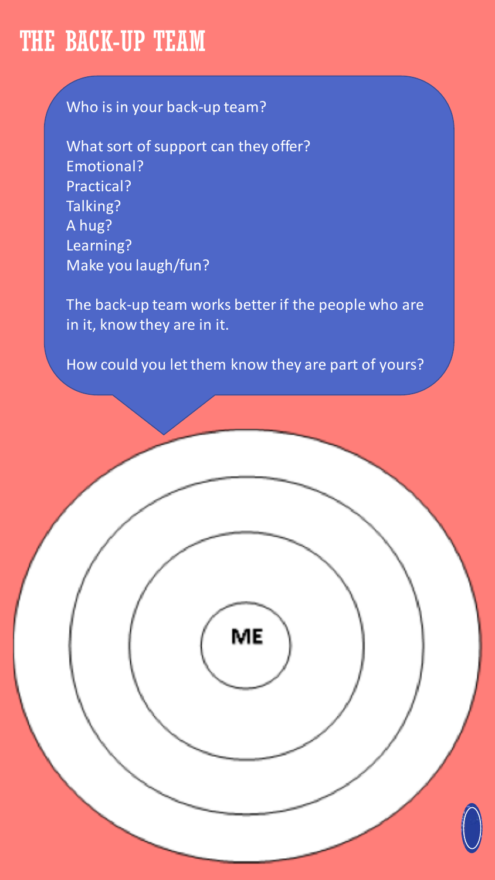# THE BACK-UP TEAM

Who is in your back-up team?

What sort of support can they offer?
Emotional?
Practical?
Talking?
A hug?
Learning?
Make you laugh/fun?

The back-up team works better if the people who are in it, know they are in it.

How could you let them know they are part of yours?

ME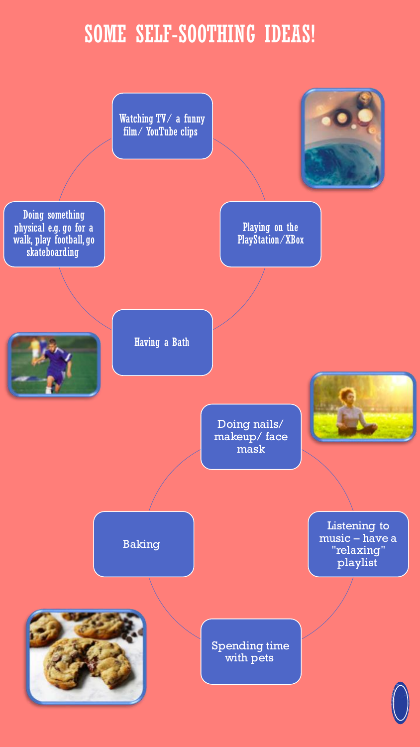# SOME SELF-SOOTHING IDEAS!

- Watching TV/ a funny film/ YouTube clips
- Playing on the PlayStation/XBox
- Having a Bath
- Doing something physical e.g. go for a walk, play football, go skateboarding

- Doing nails/ makeup/ face mask
- Listening to music – have a "relaxing" playlist
- Spending time with pets
- Baking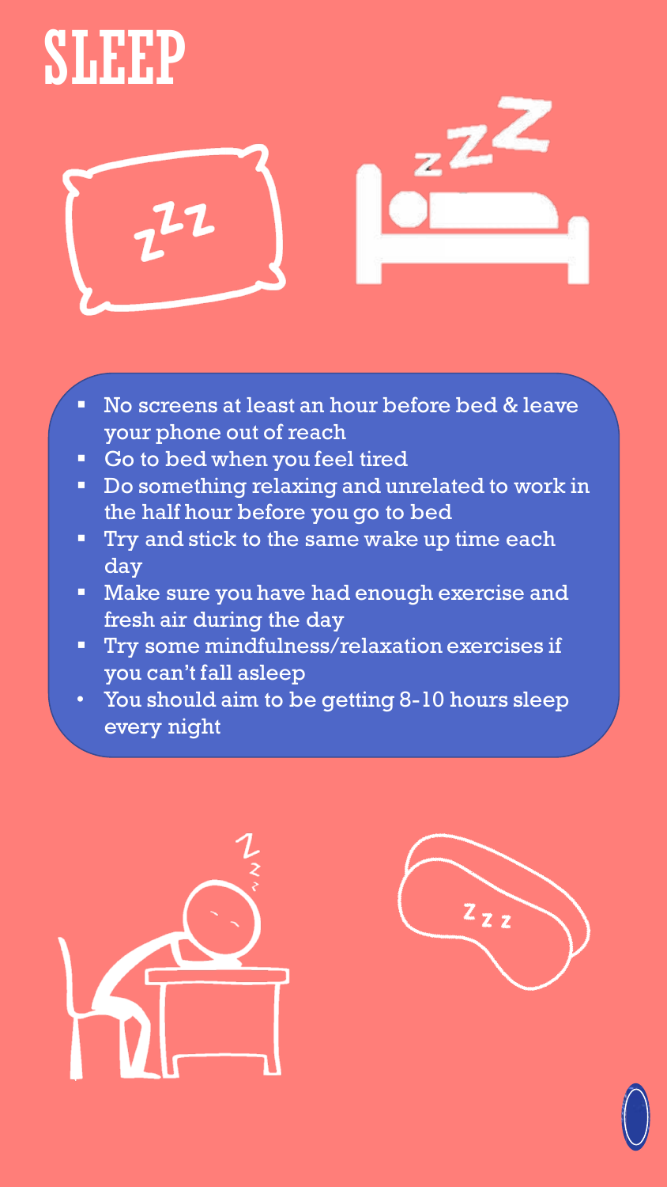# SLEEP

- No screens at least an hour before bed & leave your phone out of reach
- Go to bed when you feel tired
- Do something relaxing and unrelated to work in the half hour before you go to bed
- Try and stick to the same wake up time each day
- Make sure you have had enough exercise and fresh air during the day
- Try some mindfulness/relaxation exercises if you can't fall asleep
- You should aim to be getting 8-10 hours sleep every night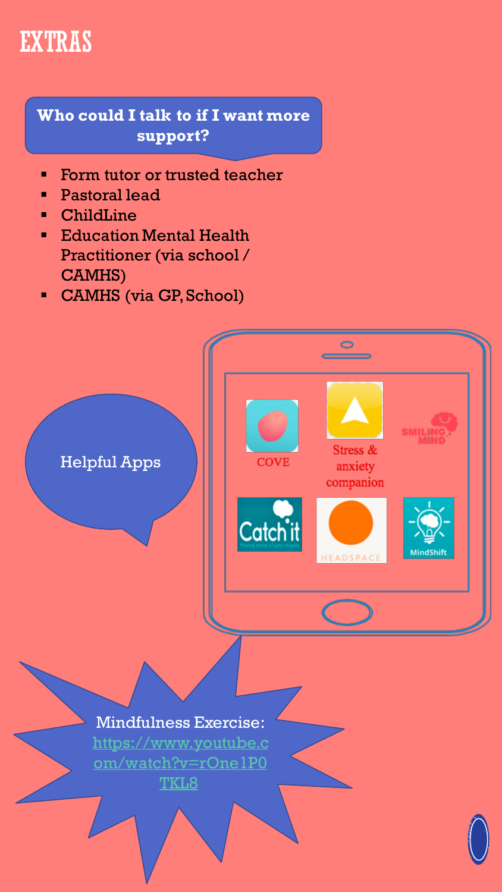# EXTRAS

**Who could I talk to if I want more support?**

- Form tutor or trusted teacher
- Pastoral lead
- ChildLine
- Education Mental Health Practitioner (via school / CAMHS)
- CAMHS (via GP, School)

Helpful Apps

COVE

Stress & anxiety companion

SMILING MIND

Catch it

HEADSPACE

MindShift

Mindfulness Exercise: https://www.youtube.com/watch?v=rOne1P0TKL8